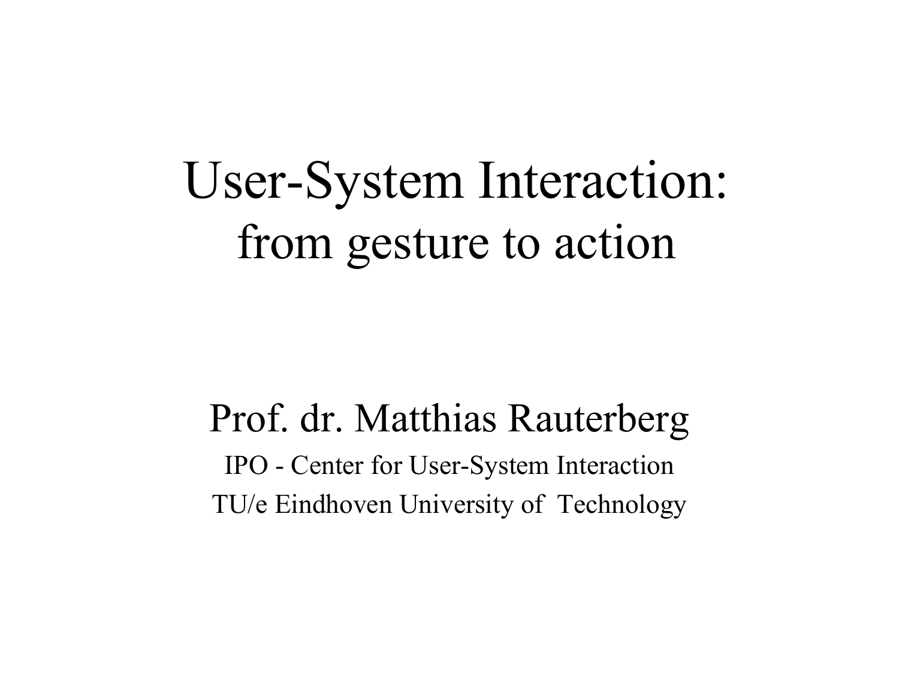# User-System Interaction: from gesture to action

Prof. dr. Matthias Rauterberg

IPO - Center for User-System Interaction

TU/e Eindhoven University of Technology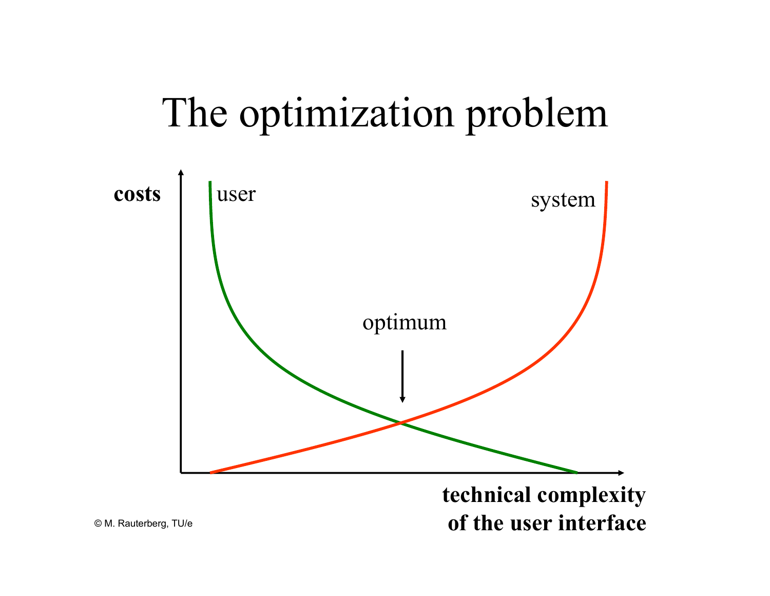# The optimization problem

costs

user

system

optimum

technical complexity of the user interface

© M. Rauterberg, TU/e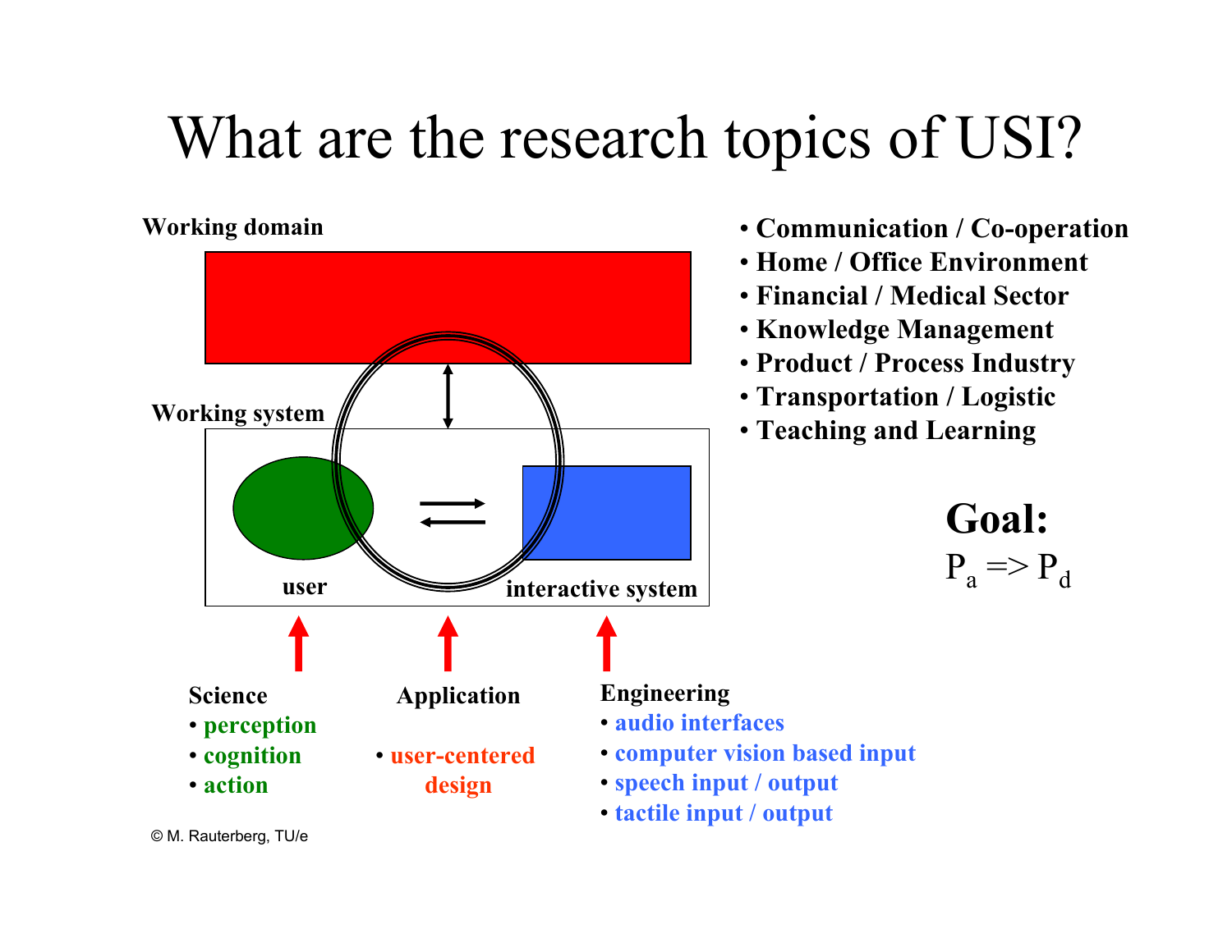# What are the research topics of USI?

Working domain

Working system

user

interactive system

**Science**
- perception
- cognition
- action

**Application**
- user-centered design

**Engineering**
- audio interfaces
- computer vision based input
- speech input / output
- tactile input / output

- **Communication / Co-operation**
- **Home / Office Environment**
- **Financial / Medical Sector**
- **Knowledge Management**
- **Product / Process Industry**
- **Transportation / Logistic**
- **Teaching and Learning**

**Goal:**

$P_a \Rightarrow P_d$

© M. Rauterberg, TU/e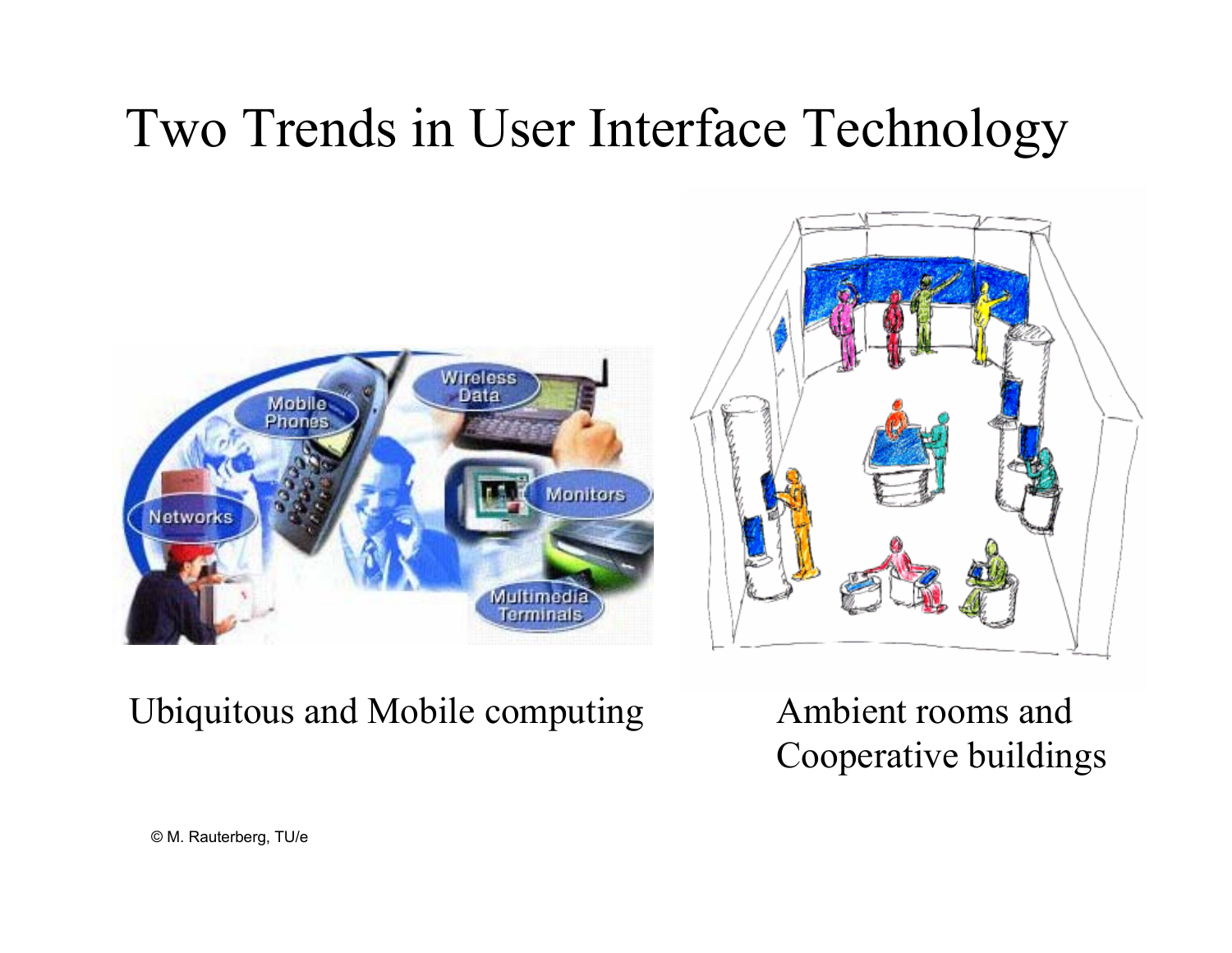# Two Trends in User Interface Technology

Ubiquitous and Mobile computing

Ambient rooms and Cooperative buildings

© M. Rauterberg, TU/e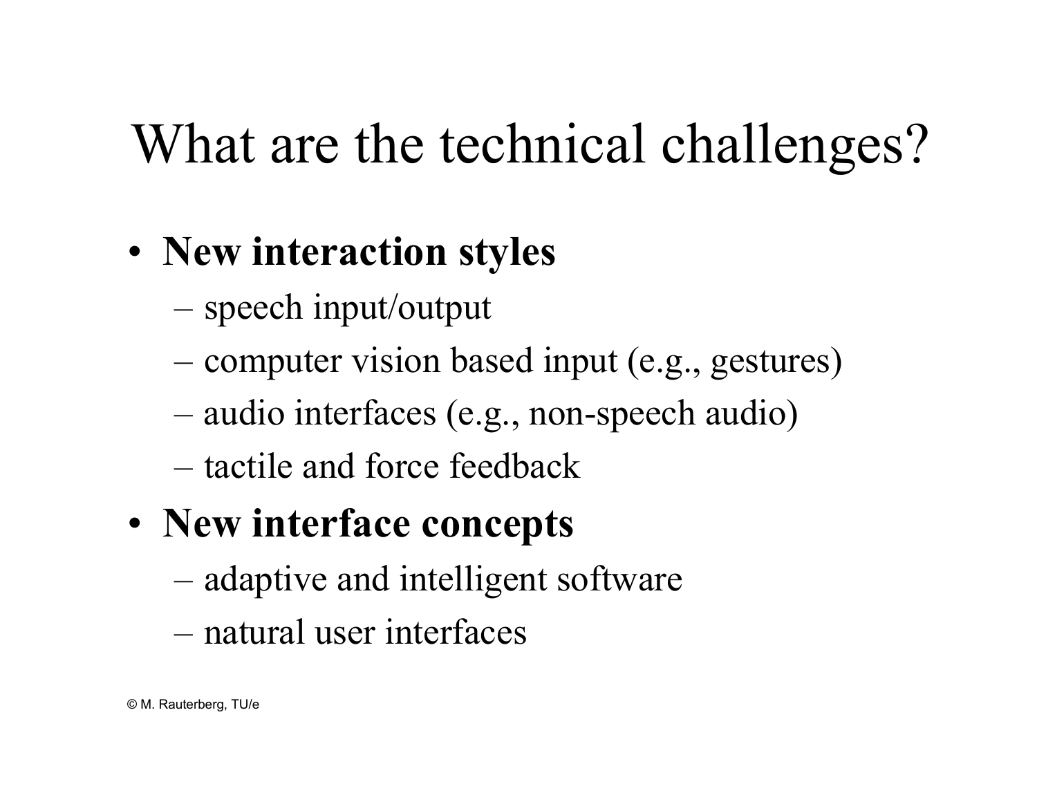# What are the technical challenges?

- **New interaction styles**
  - speech input/output
  - computer vision based input (e.g., gestures)
  - audio interfaces (e.g., non-speech audio)
  - tactile and force feedback
- **New interface concepts**
  - adaptive and intelligent software
  - natural user interfaces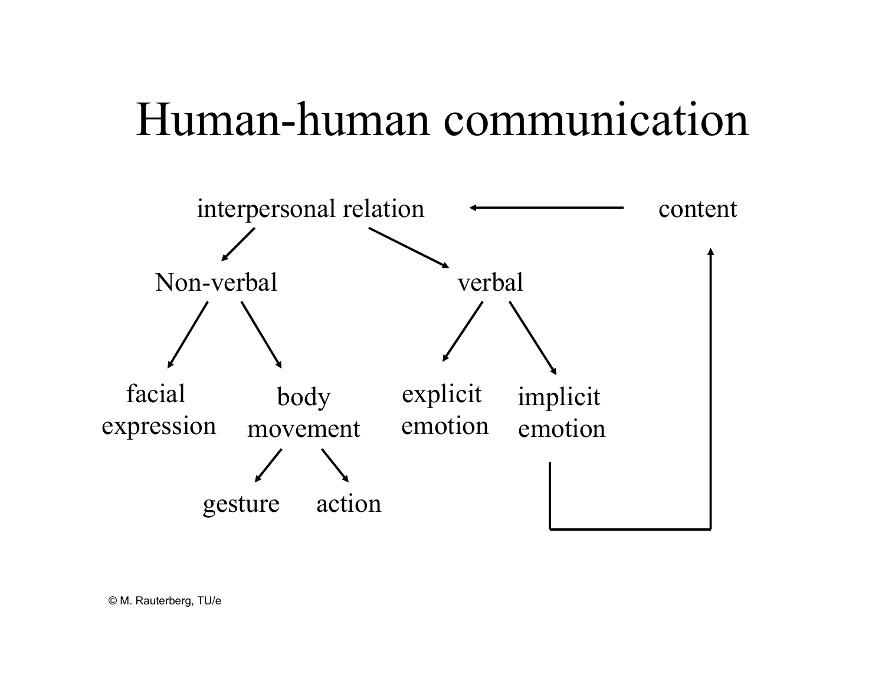# Human-human communication

- interpersonal relation ← content
  - Non-verbal
    - facial expression
    - body movement
      - gesture
      - action
  - verbal
    - explicit emotion
    - implicit emotion → content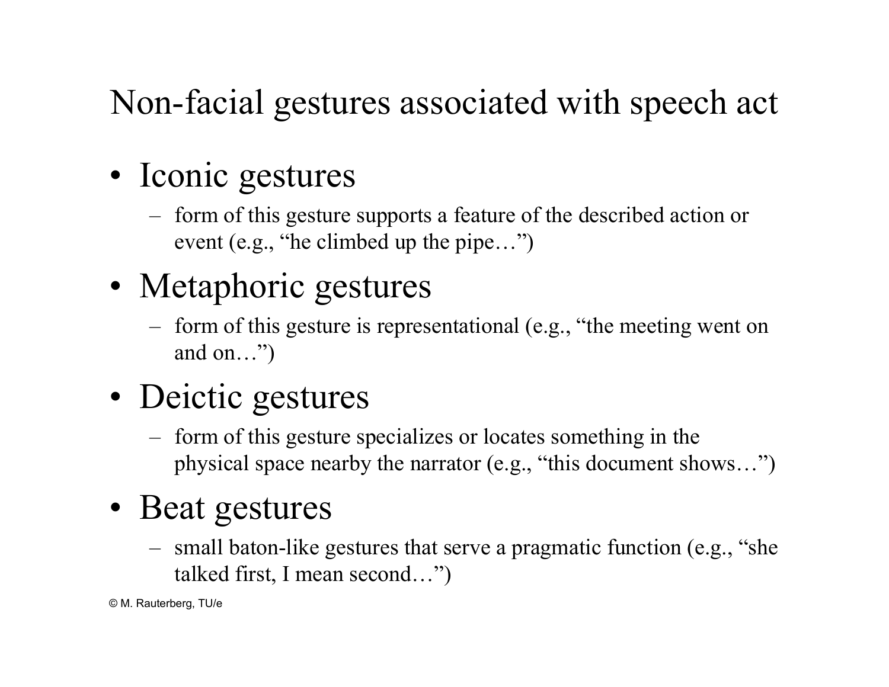# Non-facial gestures associated with speech act

- Iconic gestures
  - form of this gesture supports a feature of the described action or event (e.g., "he climbed up the pipe…")
- Metaphoric gestures
  - form of this gesture is representational (e.g., "the meeting went on and on…")
- Deictic gestures
  - form of this gesture specializes or locates something in the physical space nearby the narrator (e.g., "this document shows…")
- Beat gestures
  - small baton-like gestures that serve a pragmatic function (e.g., "she talked first, I mean second…")

© M. Rauterberg, TU/e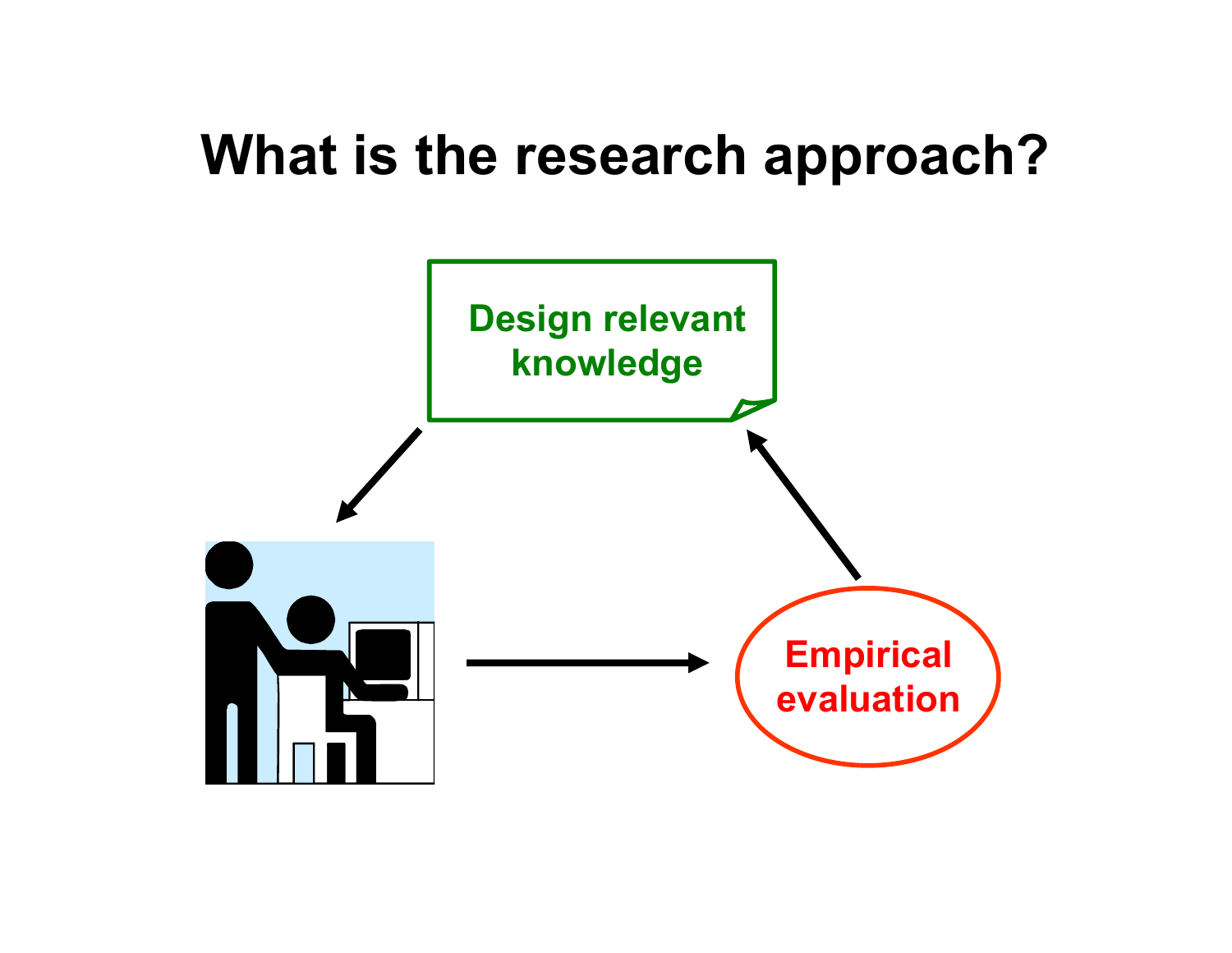# What is the research approach?

Design relevant knowledge

Empirical evaluation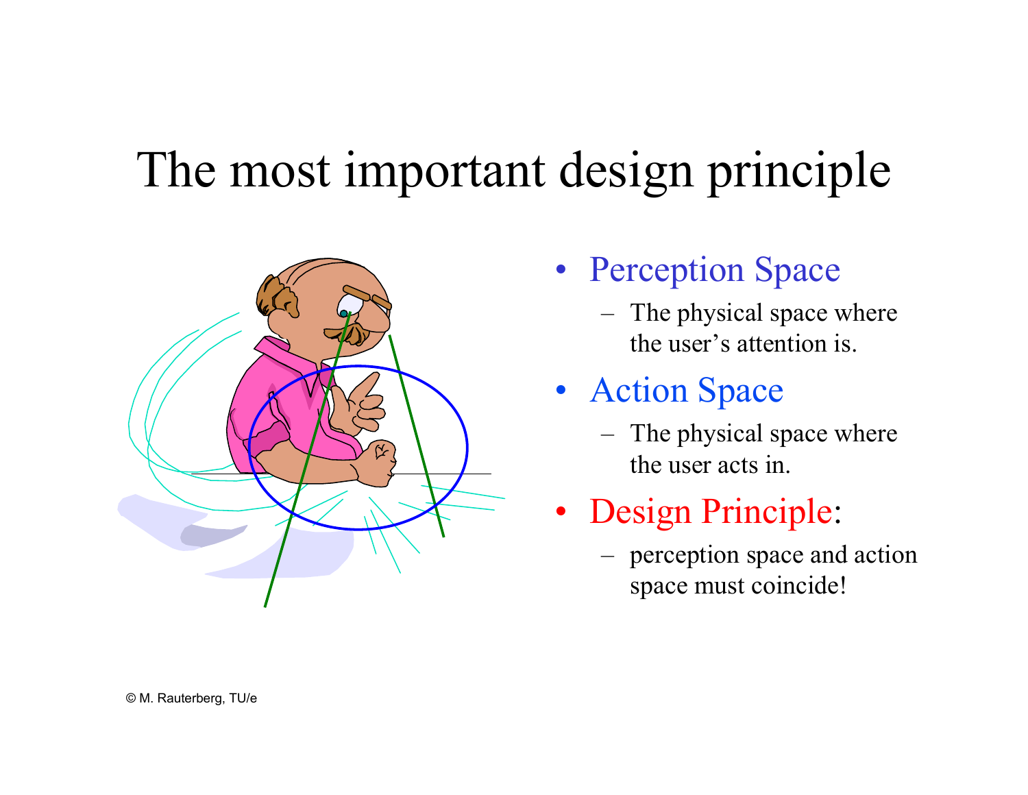# The most important design principle

- Perception Space
  - The physical space where the user's attention is.
- Action Space
  - The physical space where the user acts in.
- Design Principle:
  - perception space and action space must coincide!

© M. Rauterberg, TU/e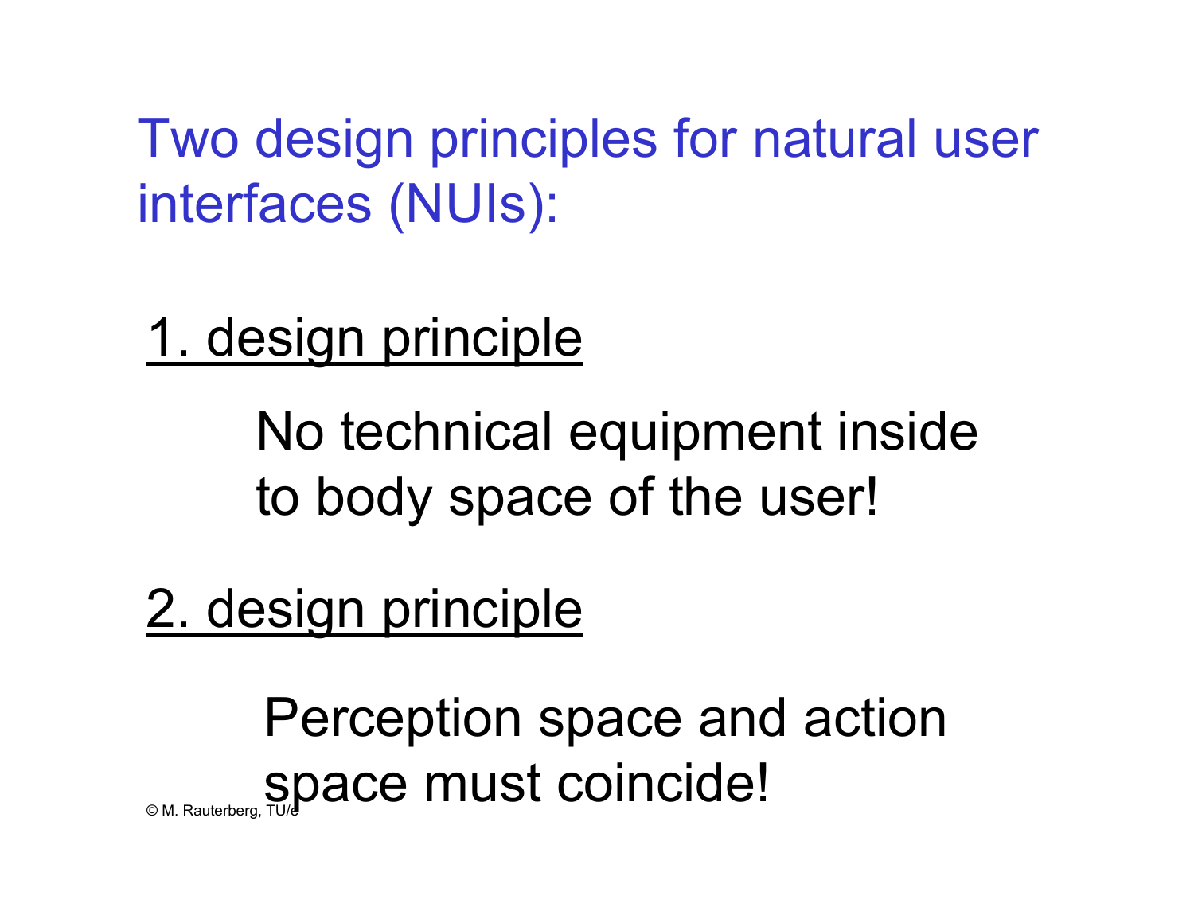# Two design principles for natural user interfaces (NUIs):

1. design principle

No technical equipment inside to body space of the user!

2. design principle

Perception space and action space must coincide!

© M. Rauterberg, TU/e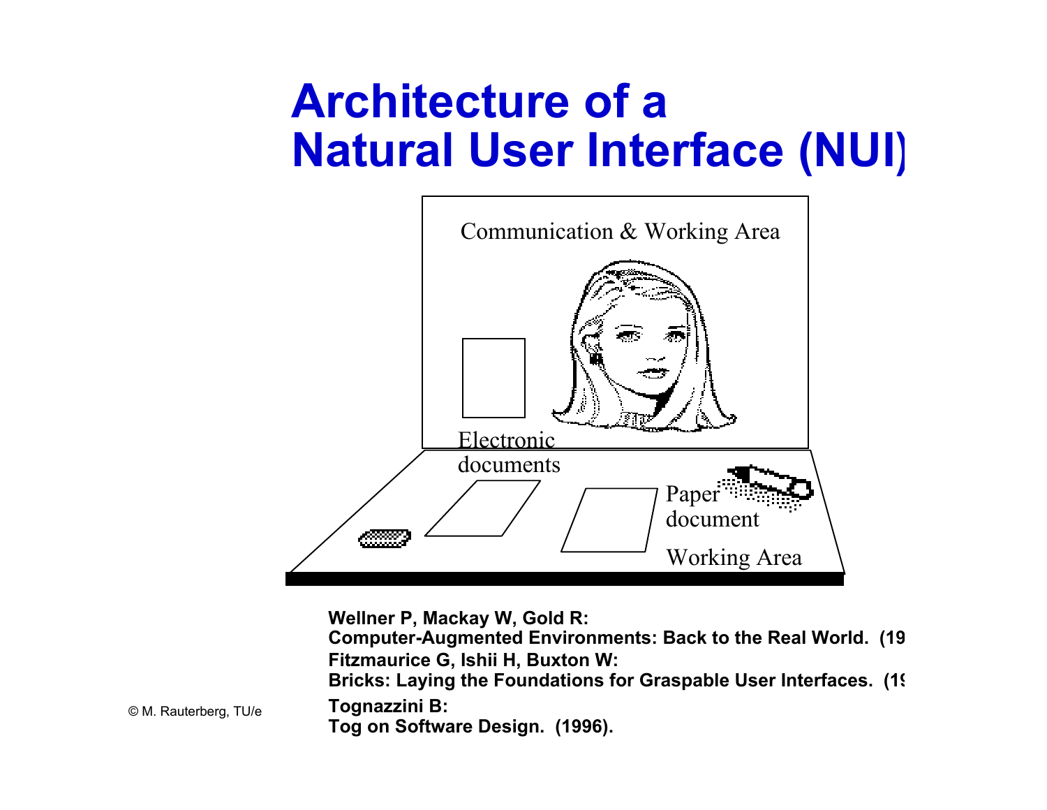# Architecture of a Natural User Interface (NUI)

Communication & Working Area

Electronic documents

Paper document

Working Area

**Wellner P, Mackay W, Gold R:**
**Computer-Augmented Environments: Back to the Real World. (19**
**Fitzmaurice G, Ishii H, Buxton W:**
**Bricks: Laying the Foundations for Graspable User Interfaces. (19**
**Tognazzini B:**
**Tog on Software Design. (1996).**

© M. Rauterberg, TU/e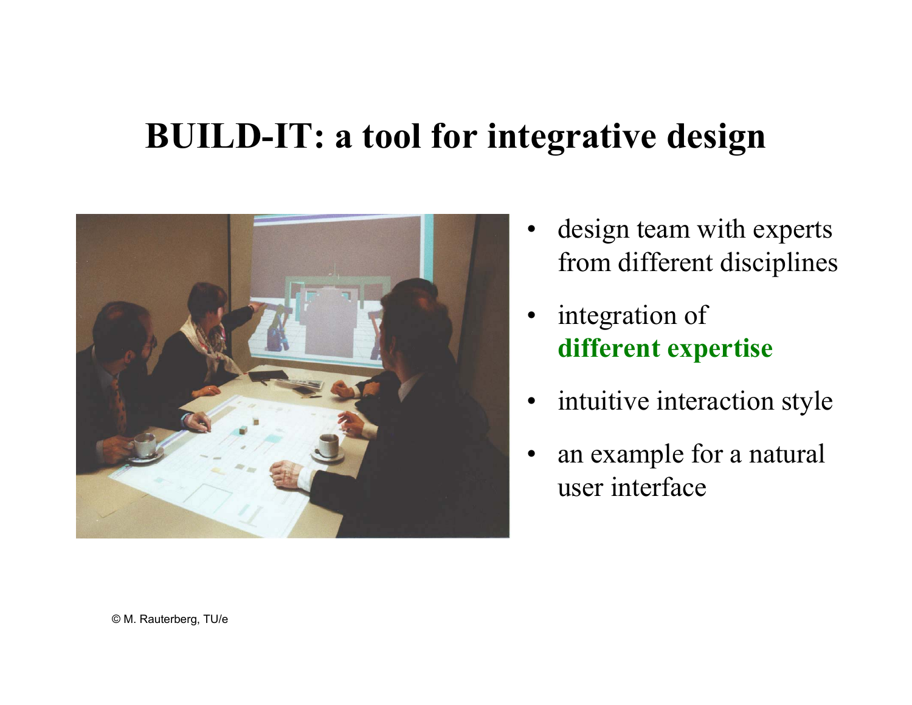# BUILD-IT: a tool for integrative design

- design team with experts from different disciplines
- integration of **different expertise**
- intuitive interaction style
- an example for a natural user interface

© M. Rauterberg, TU/e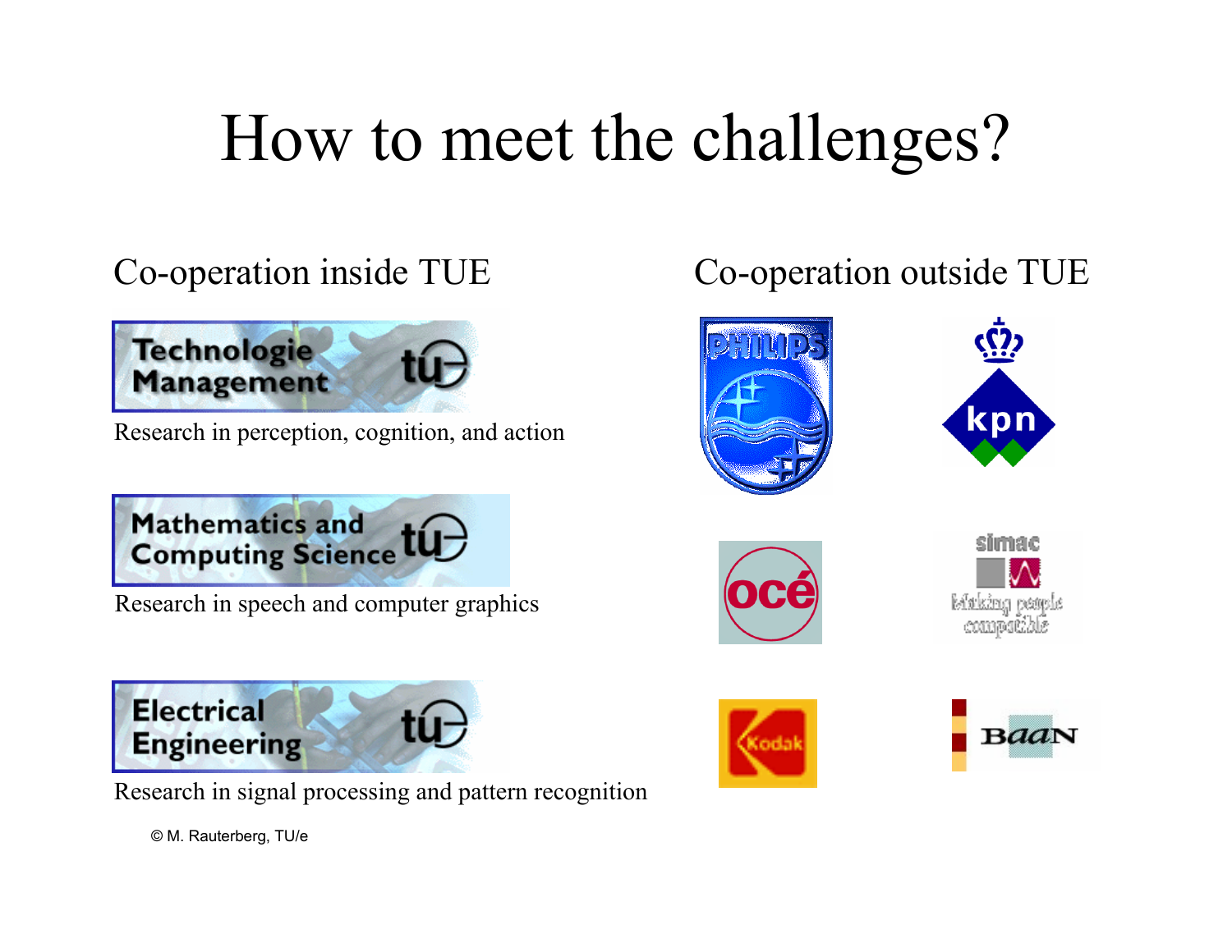# How to meet the challenges?

## Co-operation inside TUE

Technologie Management

Research in perception, cognition, and action

Mathematics and Computing Science

Research in speech and computer graphics

Electrical Engineering

Research in signal processing and pattern recognition

## Co-operation outside TUE

PHILIPS

kpn

océ

simac
Making people compatible

Kodak

BaaN

© M. Rauterberg, TU/e